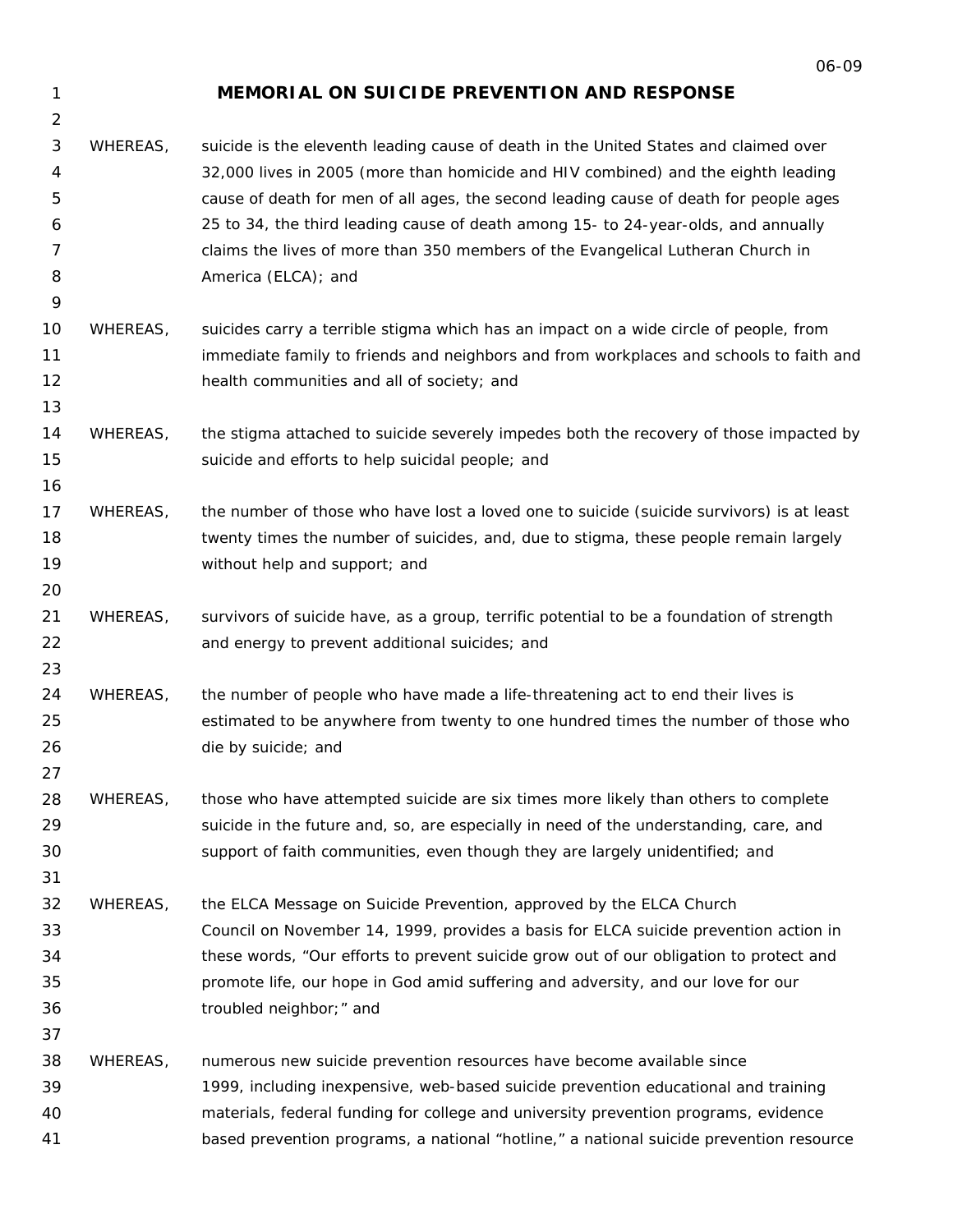# MEMORIAL ON SUICIDE PREVENTION AND RESPONSE

WHEREAS, suicide is the eleventh leading cause of death in the United States and claimed over 32,000 lives in 2005 (more than homicide and HIV combined) and the eighth leading cause of death for men of all ages, the second leading cause of death for people ages 25 to 34, the third leading cause of death among 15- to 24-year-olds, and annually claims the lives of more than 350 members of the Evangelical Lutheran Church in America (ELCA); and

WHEREAS, suicides carry a terrible stigma which has an impact on a wide circle of people, from immediate family to friends and neighbors and from workplaces and schools to faith and health communities and all of society; and

WHEREAS, the stigma attached to suicide severely impedes both the recovery of those impacted by suicide and efforts to help suicidal people; and

WHEREAS, the number of those who have lost a loved one to suicide (suicide survivors) is at least twenty times the number of suicides, and, due to stigma, these people remain largely without help and support; and

WHEREAS, survivors of suicide have, as a group, terrific potential to be a foundation of strength and energy to prevent additional suicides; and

WHEREAS, the number of people who have made a life-threatening act to end their lives is estimated to be anywhere from twenty to one hundred times the number of those who die by suicide; and

WHEREAS, those who have attempted suicide are six times more likely than others to complete suicide in the future and, so, are especially in need of the understanding, care, and support of faith communities, even though they are largely unidentified; and

WHEREAS, the ELCA Message on Suicide Prevention, approved by the ELCA Church Council on November 14, 1999, provides a basis for ELCA suicide prevention action in these words, "Our efforts to prevent suicide grow out of our obligation to protect and promote life, our hope in God amid suffering and adversity, and our love for our troubled neighbor;" and

WHEREAS, numerous new suicide prevention resources have become available since 1999, including inexpensive, web-based suicide prevention educational and training materials, federal funding for college and university prevention programs, evidence based prevention programs, a national "hotline," a national suicide prevention resource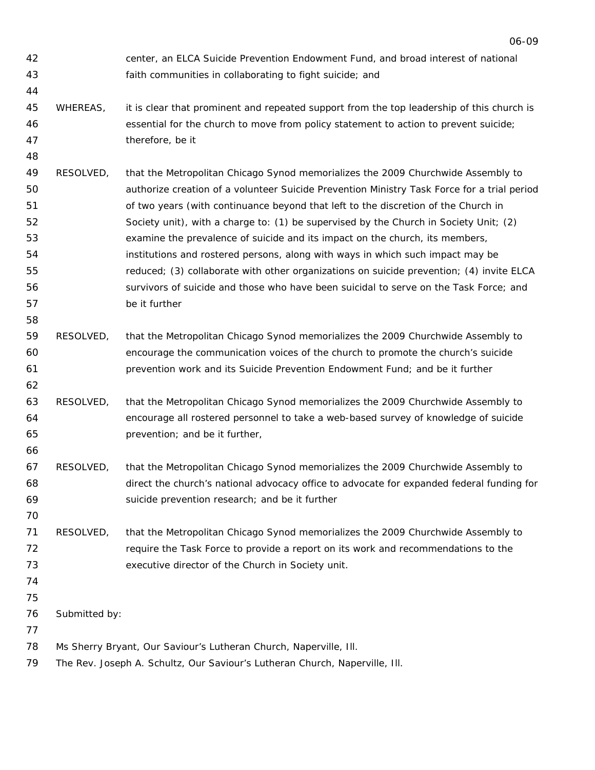center, an ELCA Suicide Prevention Endowment Fund, and broad interest of national faith communities in collaborating to fight suicide; and

WHEREAS, it is clear that prominent and repeated support from the top leadership of this church is essential for the church to move from policy statement to action to prevent suicide; therefore, be it

RESOLVED, that the Metropolitan Chicago Synod memorializes the 2009 Churchwide Assembly to authorize creation of a volunteer Suicide Prevention Ministry Task Force for a trial period of two years (with continuance beyond that left to the discretion of the Church in Society unit), with a charge to: (1) be supervised by the Church in Society Unit; (2) examine the prevalence of suicide and its impact on the church, its members, institutions and rostered persons, along with ways in which such impact may be reduced; (3) collaborate with other organizations on suicide prevention; (4) invite ELCA survivors of suicide and those who have been suicidal to serve on the Task Force; and be it further

RESOLVED, that the Metropolitan Chicago Synod memorializes the 2009 Churchwide Assembly to encourage the communication voices of the church to promote the church's suicide prevention work and its Suicide Prevention Endowment Fund; and be it further

RESOLVED, that the Metropolitan Chicago Synod memorializes the 2009 Churchwide Assembly to encourage all rostered personnel to take a web-based survey of knowledge of suicide prevention; and be it further,

RESOLVED, that the Metropolitan Chicago Synod memorializes the 2009 Churchwide Assembly to direct the church's national advocacy office to advocate for expanded federal funding for suicide prevention research; and be it further

RESOLVED, that the Metropolitan Chicago Synod memorializes the 2009 Churchwide Assembly to require the Task Force to provide a report on its work and recommendations to the executive director of the Church in Society unit.

Submitted by:

Ms Sherry Bryant, Our Saviour's Lutheran Church, Naperville, Ill.
The Rev. Joseph A. Schultz, Our Saviour's Lutheran Church, Naperville, Ill.